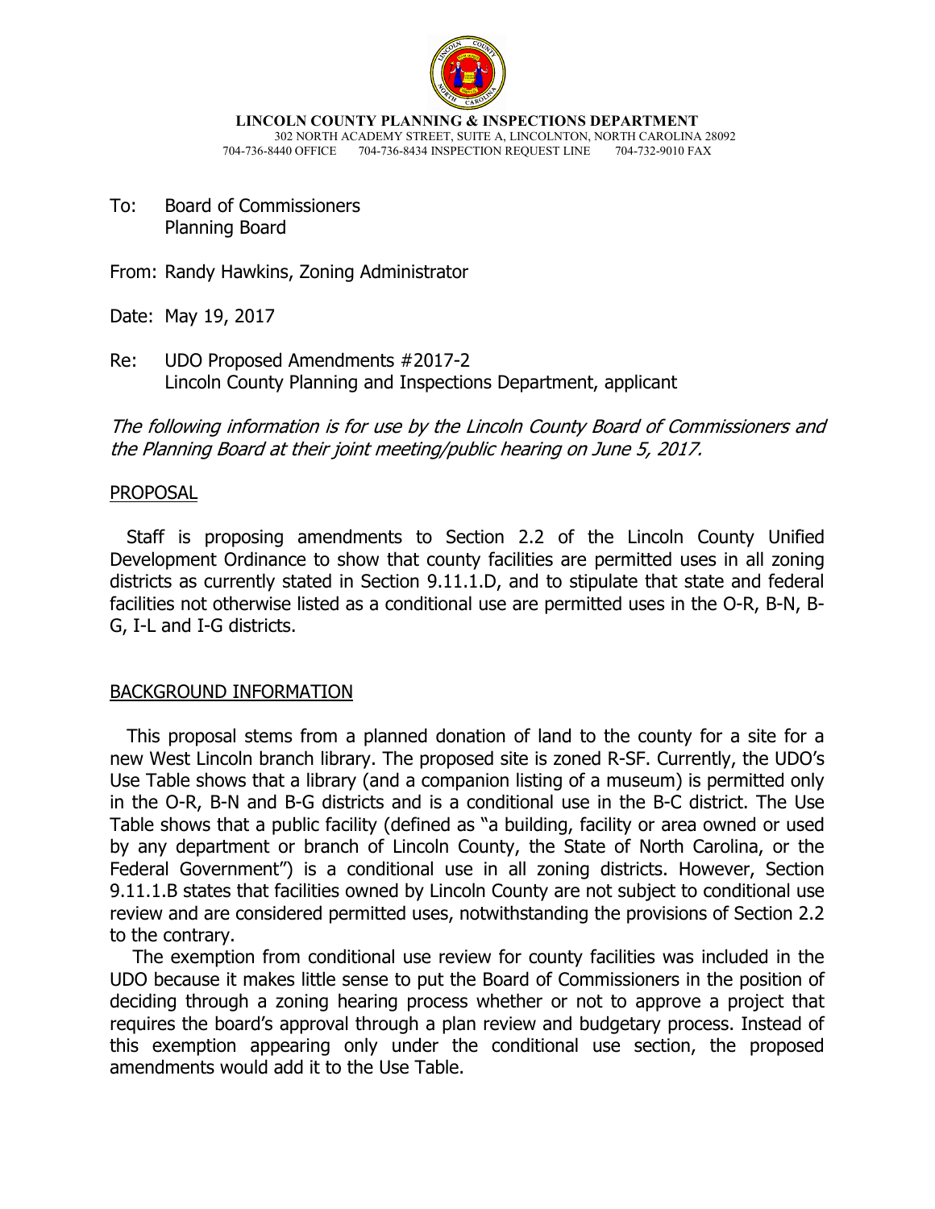**LINCOLN COUNTY PLANNING & INSPECTIONS DEPARTMENT**
302 NORTH ACADEMY STREET, SUITE A, LINCOLNTON, NORTH CAROLINA 28092
704-736-8440 OFFICE 704-736-8434 INSPECTION REQUEST LINE 704-732-9010 FAX

To: Board of Commissioners
Planning Board

From: Randy Hawkins, Zoning Administrator

Date: May 19, 2017

Re: UDO Proposed Amendments #2017-2
Lincoln County Planning and Inspections Department, applicant

*The following information is for use by the Lincoln County Board of Commissioners and the Planning Board at their joint meeting/public hearing on June 5, 2017.*

## PROPOSAL

Staff is proposing amendments to Section 2.2 of the Lincoln County Unified Development Ordinance to show that county facilities are permitted uses in all zoning districts as currently stated in Section 9.11.1.D, and to stipulate that state and federal facilities not otherwise listed as a conditional use are permitted uses in the O-R, B-N, B-G, I-L and I-G districts.

## BACKGROUND INFORMATION

This proposal stems from a planned donation of land to the county for a site for a new West Lincoln branch library. The proposed site is zoned R-SF. Currently, the UDO's Use Table shows that a library (and a companion listing of a museum) is permitted only in the O-R, B-N and B-G districts and is a conditional use in the B-C district. The Use Table shows that a public facility (defined as "a building, facility or area owned or used by any department or branch of Lincoln County, the State of North Carolina, or the Federal Government") is a conditional use in all zoning districts. However, Section 9.11.1.B states that facilities owned by Lincoln County are not subject to conditional use review and are considered permitted uses, notwithstanding the provisions of Section 2.2 to the contrary.

The exemption from conditional use review for county facilities was included in the UDO because it makes little sense to put the Board of Commissioners in the position of deciding through a zoning hearing process whether or not to approve a project that requires the board's approval through a plan review and budgetary process. Instead of this exemption appearing only under the conditional use section, the proposed amendments would add it to the Use Table.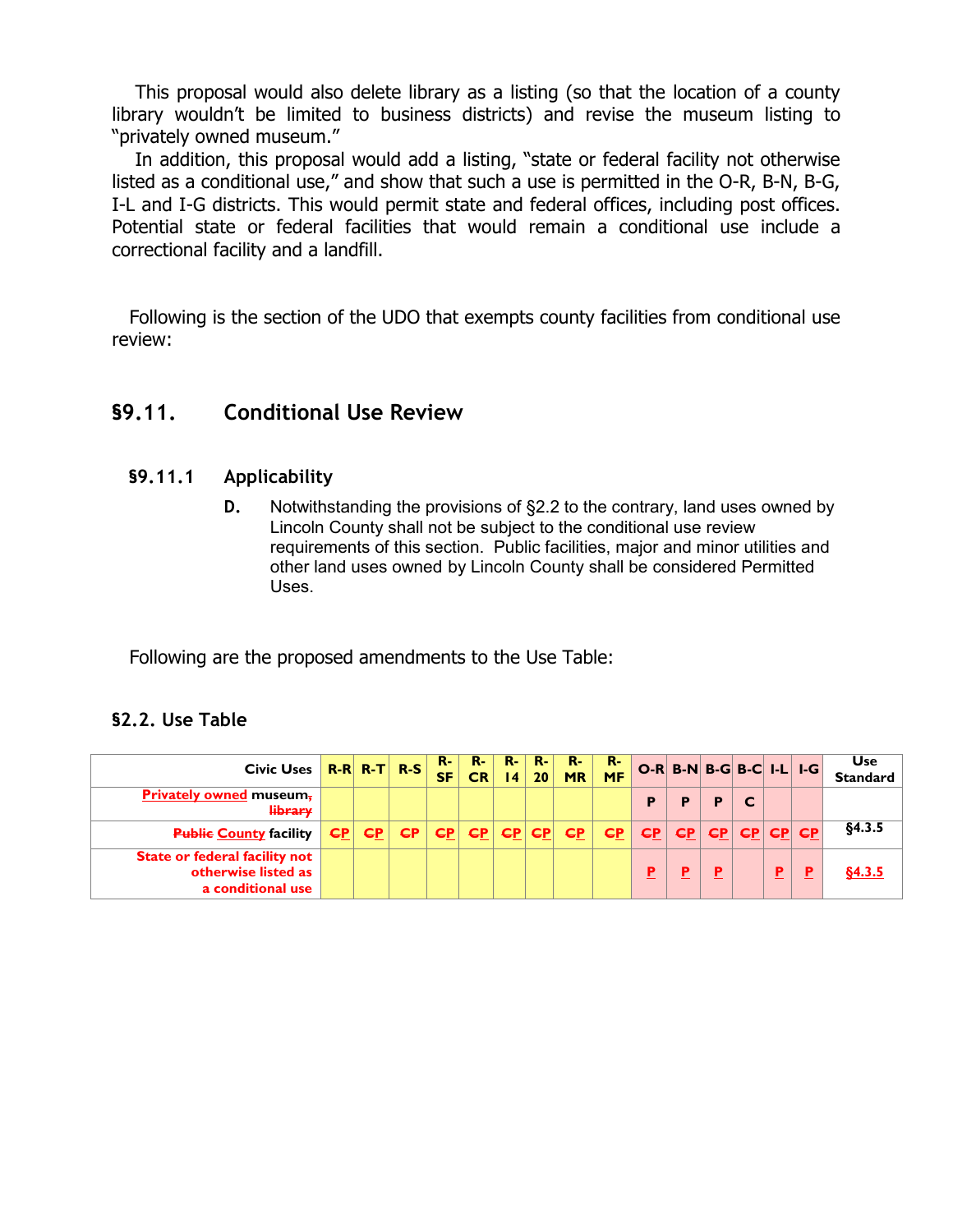This proposal would also delete library as a listing (so that the location of a county library wouldn't be limited to business districts) and revise the museum listing to "privately owned museum."

In addition, this proposal would add a listing, "state or federal facility not otherwise listed as a conditional use," and show that such a use is permitted in the O-R, B-N, B-G, I-L and I-G districts. This would permit state and federal offices, including post offices. Potential state or federal facilities that would remain a conditional use include a correctional facility and a landfill.

Following is the section of the UDO that exempts county facilities from conditional use review:

## §9.11. Conditional Use Review

### §9.11.1 Applicability

**D.** Notwithstanding the provisions of §2.2 to the contrary, land uses owned by Lincoln County shall not be subject to the conditional use review requirements of this section. Public facilities, major and minor utilities and other land uses owned by Lincoln County shall be considered Permitted Uses.

Following are the proposed amendments to the Use Table:

### §2.2. Use Table

| Civic Uses | R-R | R-T | R-S | R-SF | R-CR | R-14 | R-20 | R-MR | R-MF | O-R | B-N | B-G | B-C | I-L | I-G | Use Standard |
|---|---|---|---|---|---|---|---|---|---|---|---|---|---|---|---|---|
| <u>Privately owned</u> museum~~, library~~ | | | | | | | | | | P | P | P | C | | | |
| ~~Public~~ <u>County</u> facility | ~~C~~<u>P</u> | ~~C~~<u>P</u> | ~~C~~<u>P</u> | ~~C~~<u>P</u> | ~~C~~<u>P</u> | ~~C~~<u>P</u> | ~~C~~<u>P</u> | ~~C~~<u>P</u> | ~~C~~<u>P</u> | ~~C~~<u>P</u> | ~~C~~<u>P</u> | ~~C~~<u>P</u> | ~~C~~<u>P</u> | ~~C~~<u>P</u> | ~~C~~<u>P</u> | §4.3.5 |
| <u>State or federal facility not otherwise listed as a conditional use</u> | | | | | | | | | | <u>P</u> | <u>P</u> | <u>P</u> | | <u>P</u> | <u>P</u> | <u>§4.3.5</u> |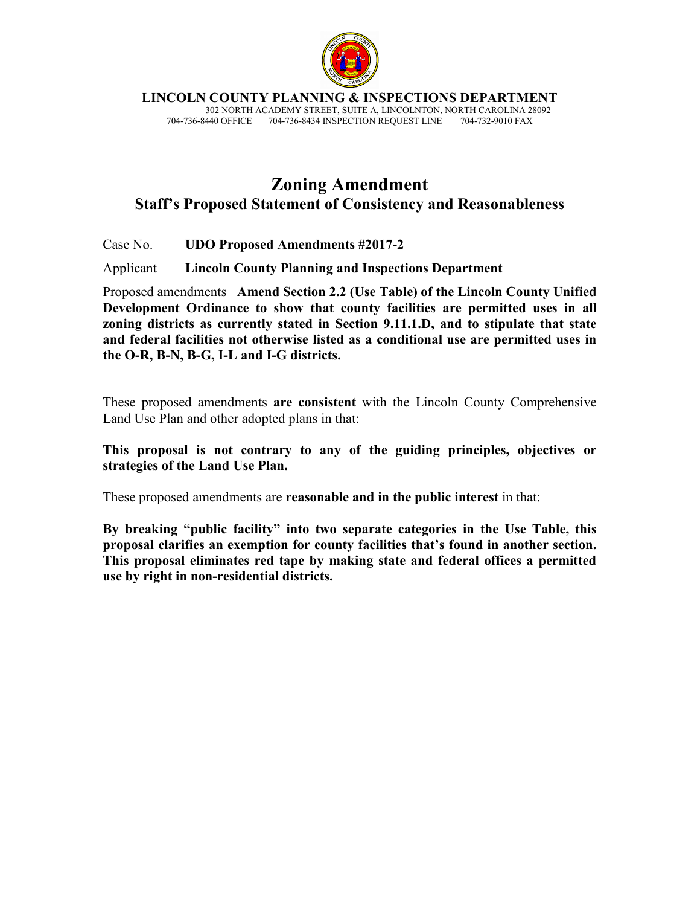**LINCOLN COUNTY PLANNING & INSPECTIONS DEPARTMENT**
302 NORTH ACADEMY STREET, SUITE A, LINCOLNTON, NORTH CAROLINA 28092
704-736-8440 OFFICE 704-736-8434 INSPECTION REQUEST LINE 704-732-9010 FAX

# Zoning Amendment

## Staff's Proposed Statement of Consistency and Reasonableness

Case No. **UDO Proposed Amendments #2017-2**

Applicant **Lincoln County Planning and Inspections Department**

Proposed amendments **Amend Section 2.2 (Use Table) of the Lincoln County Unified Development Ordinance to show that county facilities are permitted uses in all zoning districts as currently stated in Section 9.11.1.D, and to stipulate that state and federal facilities not otherwise listed as a conditional use are permitted uses in the O-R, B-N, B-G, I-L and I-G districts.**

These proposed amendments **are consistent** with the Lincoln County Comprehensive Land Use Plan and other adopted plans in that:

**This proposal is not contrary to any of the guiding principles, objectives or strategies of the Land Use Plan.**

These proposed amendments are **reasonable and in the public interest** in that:

**By breaking "public facility" into two separate categories in the Use Table, this proposal clarifies an exemption for county facilities that's found in another section. This proposal eliminates red tape by making state and federal offices a permitted use by right in non-residential districts.**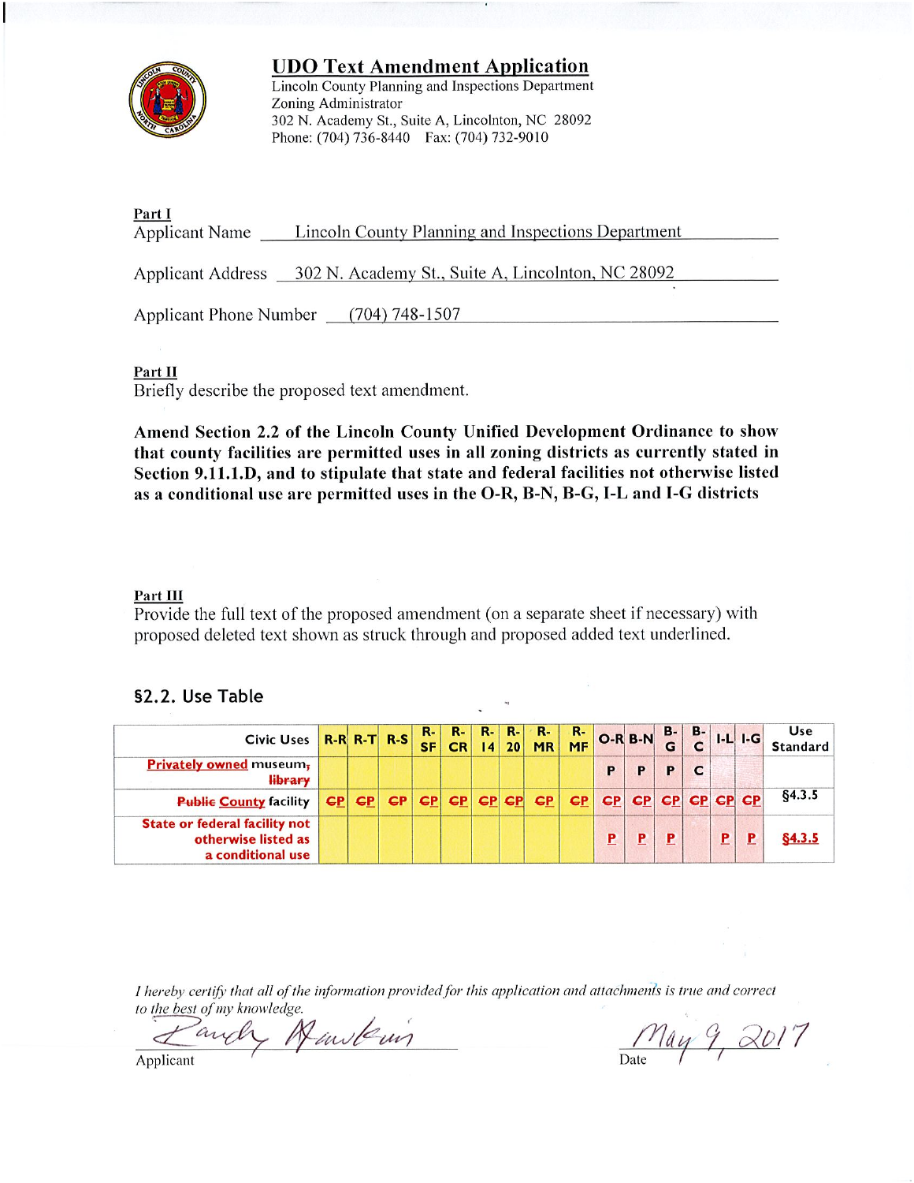## UDO Text Amendment Application

Lincoln County Planning and Inspections Department
Zoning Administrator
302 N. Academy St., Suite A, Lincolnton, NC 28092
Phone: (704) 736-8440 Fax: (704) 732-9010

**Part I**

Applicant Name: Lincoln County Planning and Inspections Department

Applicant Address: 302 N. Academy St., Suite A, Lincolnton, NC 28092

Applicant Phone Number: (704) 748-1507

**Part II**

Briefly describe the proposed text amendment.

**Amend Section 2.2 of the Lincoln County Unified Development Ordinance to show that county facilities are permitted uses in all zoning districts as currently stated in Section 9.11.1.D, and to stipulate that state and federal facilities not otherwise listed as a conditional use are permitted uses in the O-R, B-N, B-G, I-L and I-G districts**

**Part III**

Provide the full text of the proposed amendment (on a separate sheet if necessary) with proposed deleted text shown as struck through and proposed added text underlined.

### §2.2. Use Table

| Civic Uses | R-R | R-T | R-S | R-SF | R-CR | R-14 | R-20 | R-MR | R-MF | O-R | B-N | B-G | B-C | I-L | I-G | Use Standard |
|---|---|---|---|---|---|---|---|---|---|---|---|---|---|---|---|---|
| <u>Privately owned</u> museum~~,~~ ~~library~~ | | | | | | | | | | P | P | P | C | | | |
| ~~Public~~ <u>County</u> facility | ~~C~~<u>P</u> | ~~C~~<u>P</u> | ~~C~~<u>P</u> | ~~C~~<u>P</u> | ~~C~~<u>P</u> | ~~C~~<u>P</u> | ~~C~~<u>P</u> | ~~C~~<u>P</u> | ~~C~~<u>P</u> | ~~C~~<u>P</u> | ~~C~~<u>P</u> | ~~C~~<u>P</u> | ~~C~~<u>P</u> | ~~C~~<u>P</u> | ~~C~~<u>P</u> | §4.3.5 |
| State or federal facility not otherwise listed as a conditional use | | | | | | | | | | <u>P</u> | <u>P</u> | <u>P</u> | | <u>P</u> | <u>P</u> | <u>§4.3.5</u> |

*I hereby certify that all of the information provided for this application and attachments is true and correct to the best of my knowledge.*

Randy Hawkins
Applicant

May 9, 2017
Date